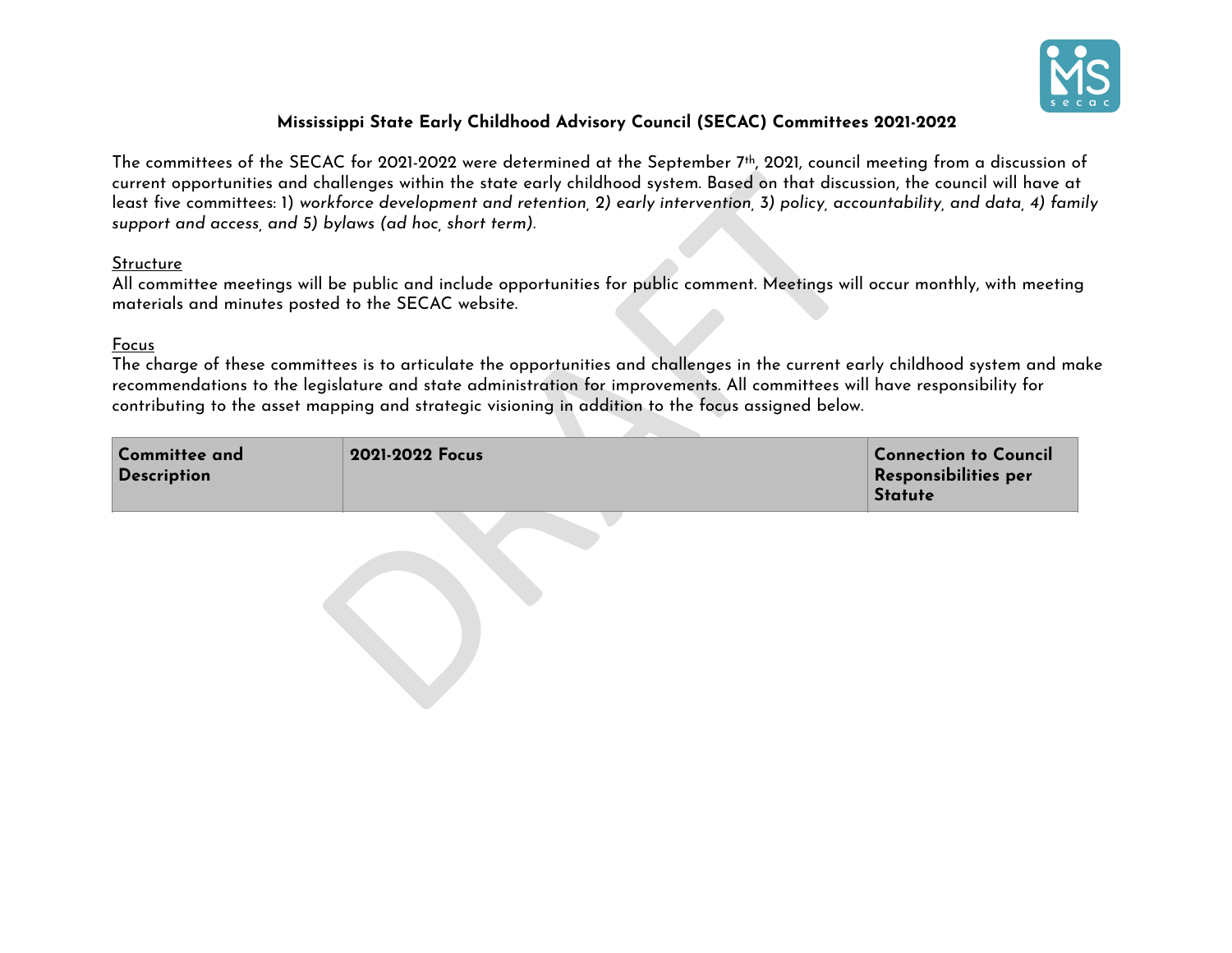# Mississippi State Early Childhood Advisory Council (SECAC) Committees 2021-2022

The committees of the SECAC for 2021-2022 were determined at the September 7th, 2021, council meeting from a discussion of current opportunities and challenges within the state early childhood system. Based on that discussion, the council will have at least five committees: 1) *workforce development and retention, 2) early intervention, 3) policy, accountability, and data, 4) family support and access, and 5) bylaws (ad hoc, short term).*

<u>Structure</u>

All committee meetings will be public and include opportunities for public comment. Meetings will occur monthly, with meeting materials and minutes posted to the SECAC website.

<u>Focus</u>

The charge of these committees is to articulate the opportunities and challenges in the current early childhood system and make recommendations to the legislature and state administration for improvements. All committees will have responsibility for contributing to the asset mapping and strategic visioning in addition to the focus assigned below.

| Committee and Description | 2021-2022 Focus | Connection to Council Responsibilities per Statute |
| --- | --- | --- |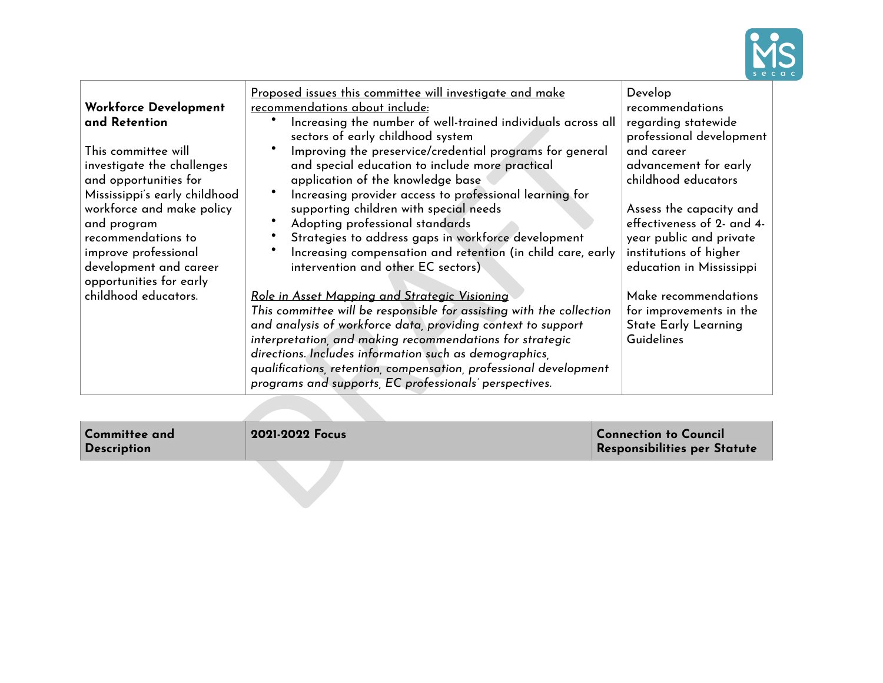| **Workforce Development and Retention**<br><br>This committee will investigate the challenges and opportunities for Mississippi's early childhood workforce and make policy and program recommendations to improve professional development and career opportunities for early childhood educators. | <u>Proposed issues this committee will investigate and make recommendations about include:</u><br>• Increasing the number of well-trained individuals across all sectors of early childhood system<br>• Improving the preservice/credential programs for general and special education to include more practical application of the knowledge base<br>• Increasing provider access to professional learning for supporting children with special needs<br>• Adopting professional standards<br>• Strategies to address gaps in workforce development<br>• Increasing compensation and retention (in child care, early intervention and other EC sectors)<br><br>*<u>Role in Asset Mapping and Strategic Visioning</u>*<br>*This committee will be responsible for assisting with the collection and analysis of workforce data, providing context to support interpretation, and making recommendations for strategic directions. Includes information such as demographics, qualifications, retention, compensation, professional development programs and supports, EC professionals' perspectives.* | Develop recommendations regarding statewide professional development and career advancement for early childhood educators<br><br>Assess the capacity and effectiveness of 2- and 4-year public and private institutions of higher education in Mississippi<br><br>Make recommendations for improvements in the State Early Learning Guidelines |
|---|---|---|

| **Committee and Description** | **2021-2022 Focus** | **Connection to Council Responsibilities per Statute** |
|---|---|---|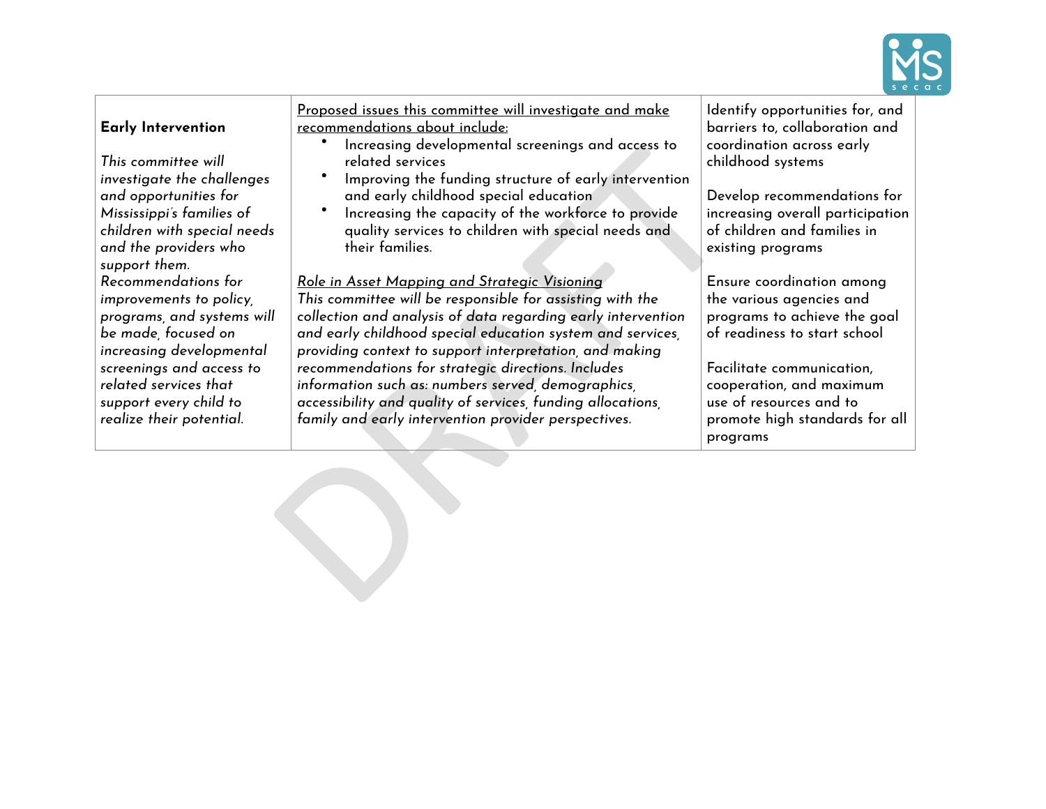| **Early Intervention**<br><br>*This committee will investigate the challenges and opportunities for Mississippi's families of children with special needs and the providers who support them. Recommendations for improvements to policy, programs, and systems will be made, focused on increasing developmental screenings and access to related services that support every child to realize their potential.* | <u>Proposed issues this committee will investigate and make recommendations about include:</u><br>• Increasing developmental screenings and access to related services<br>• Improving the funding structure of early intervention and early childhood special education<br>• Increasing the capacity of the workforce to provide quality services to children with special needs and their families.<br><br><u>*Role in Asset Mapping and Strategic Visioning*</u><br>*This committee will be responsible for assisting with the collection and analysis of data regarding early intervention and early childhood special education system and services, providing context to support interpretation, and making recommendations for strategic directions. Includes information such as: numbers served, demographics, accessibility and quality of services, funding allocations, family and early intervention provider perspectives.* | Identify opportunities for, and barriers to, collaboration and coordination across early childhood systems<br><br>Develop recommendations for increasing overall participation of children and families in existing programs<br><br>Ensure coordination among the various agencies and programs to achieve the goal of readiness to start school<br><br>Facilitate communication, cooperation, and maximum use of resources and to promote high standards for all programs |
|---|---|---|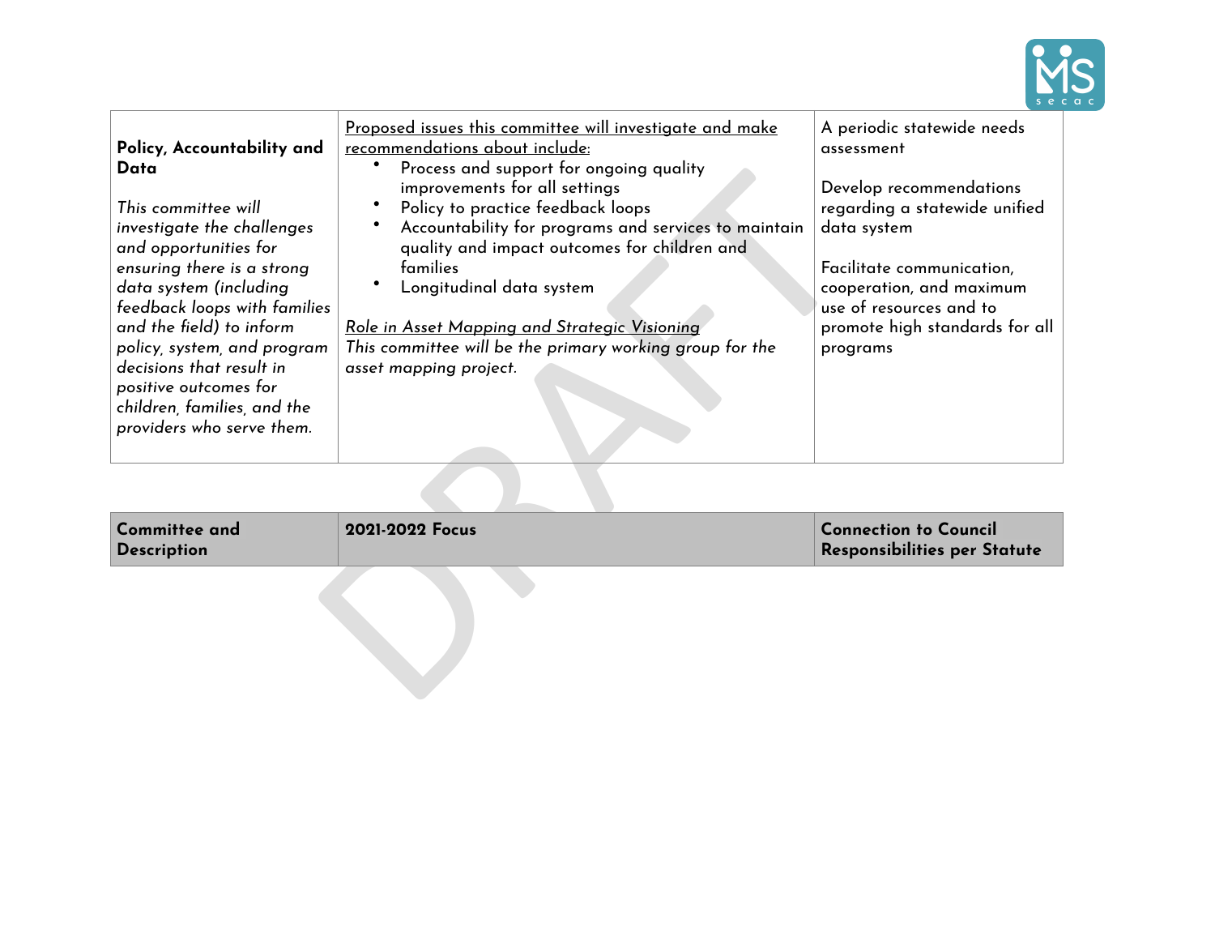| Committee and Description | 2021-2022 Focus | Connection to Council Responsibilities per Statute |
|---|---|---|
| **Policy, Accountability and Data**<br><br>*This committee will investigate the challenges and opportunities for ensuring there is a strong data system (including feedback loops with families and the field) to inform policy, system, and program decisions that result in positive outcomes for children, families, and the providers who serve them.* | Proposed issues this committee will investigate and make recommendations about include:<br>• Process and support for ongoing quality improvements for all settings<br>• Policy to practice feedback loops<br>• Accountability for programs and services to maintain quality and impact outcomes for children and families<br>• Longitudinal data system<br><br>*Role in Asset Mapping and Strategic Visioning*<br>*This commmittee will be the primary working group for the asset mapping project.* | A periodic statewide needs assessment<br><br>Develop recommendations regarding a statewide unified data system<br><br>Facilitate communication, cooperation, and maximum use of resources and to promote high standards for all programs |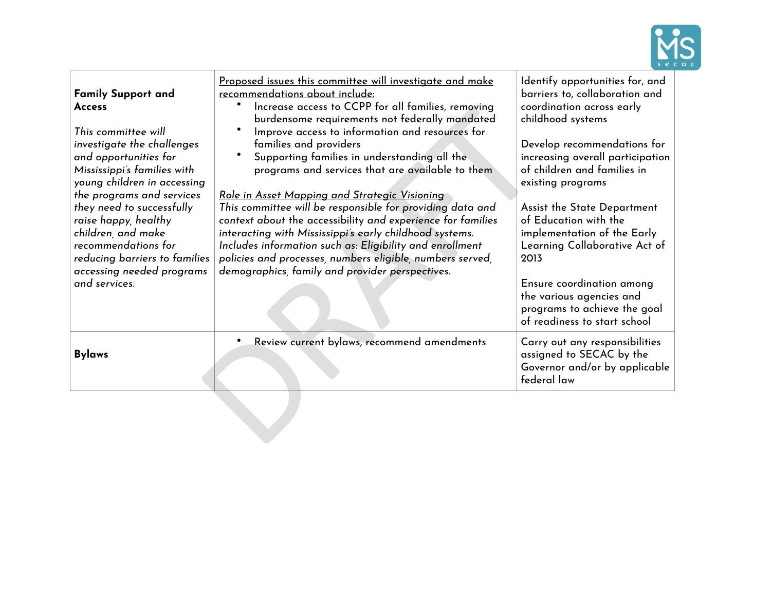| | | |
|---|---|---|
| **Family Support and Access**<br><br>*This committee will investigate the challenges and opportunities for Mississippi's families with young children in accessing the programs and services they need to successfully raise happy, healthy children, and make recommendations for reducing barriers to families accessing needed programs and services.* | <u>Proposed issues this committee will investigate and make recommendations about include:</u><br>• Increase access to CCPP for all families, removing burdensome requirements not federally mandated<br>• Improve access to information and resources for families and providers<br>• Supporting families in understanding all the programs and services that are available to them<br><br>*<u>Role in Asset Mapping and Strategic Visioning</u>*<br>*This committee will be responsible for providing data and context about the accessibility and experience for families interacting with Mississippi's early childhood systems. Includes information such as: Eligibility and enrollment policies and processes, numbers eligible, numbers served, demographics, family and provider perspectives.* | Identify opportunities for, and barriers to, collaboration and coordination across early childhood systems<br><br>Develop recommendations for increasing overall participation of children and families in existing programs<br><br>Assist the State Department of Education with the implementation of the Early Learning Collaborative Act of 2013<br><br>Ensure coordination among the various agencies and programs to achieve the goal of readiness to start school |
| **Bylaws** | • Review current bylaws, recommend amendments | Carry out any responsibilities assigned to SECAC by the Governor and/or by applicable federal law |